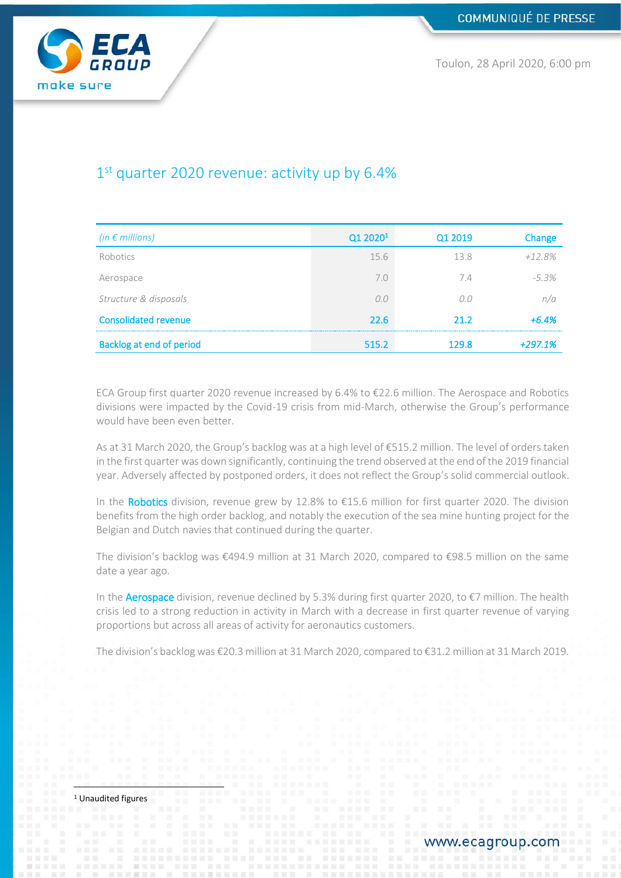COMMUNIQUÉ DE PRESSE

Toulon, 28 April 2020, 6:00 pm

# 1st quarter 2020 revenue: activity up by 6.4%

| *(in € millions)* | Q1 2020[1] | Q1 2019 | Change |
|---|---|---|---|
| Robotics | 15.6 | 13.8 | *+12.8%* |
| Aerospace | 7.0 | 7.4 | *-5.3%* |
| *Structure & disposals* | *0.0* | *0.0* | *n/a* |
| **Consolidated revenue** | **22.6** | **21.2** | ***+6.4%*** |
| **Backlog at end of period** | **515.2** | **129.8** | ***+297.1%*** |

ECA Group first quarter 2020 revenue increased by 6.4% to €22.6 million. The Aerospace and Robotics divisions were impacted by the Covid-19 crisis from mid-March, otherwise the Group's performance would have been even better.

As at 31 March 2020, the Group's backlog was at a high level of €515.2 million. The level of orders taken in the first quarter was down significantly, continuing the trend observed at the end of the 2019 financial year. Adversely affected by postponed orders, it does not reflect the Group's solid commercial outlook.

In the **Robotics** division, revenue grew by 12.8% to €15.6 million for first quarter 2020. The division benefits from the high order backlog, and notably the execution of the sea mine hunting project for the Belgian and Dutch navies that continued during the quarter.

The division's backlog was €494.9 million at 31 March 2020, compared to €98.5 million on the same date a year ago.

In the **Aerospace** division, revenue declined by 5.3% during first quarter 2020, to €7 million. The health crisis led to a strong reduction in activity in March with a decrease in first quarter revenue of varying proportions but across all areas of activity for aeronautics customers.

The division's backlog was €20.3 million at 31 March 2020, compared to €31.2 million at 31 March 2019.

[1] Unaudited figures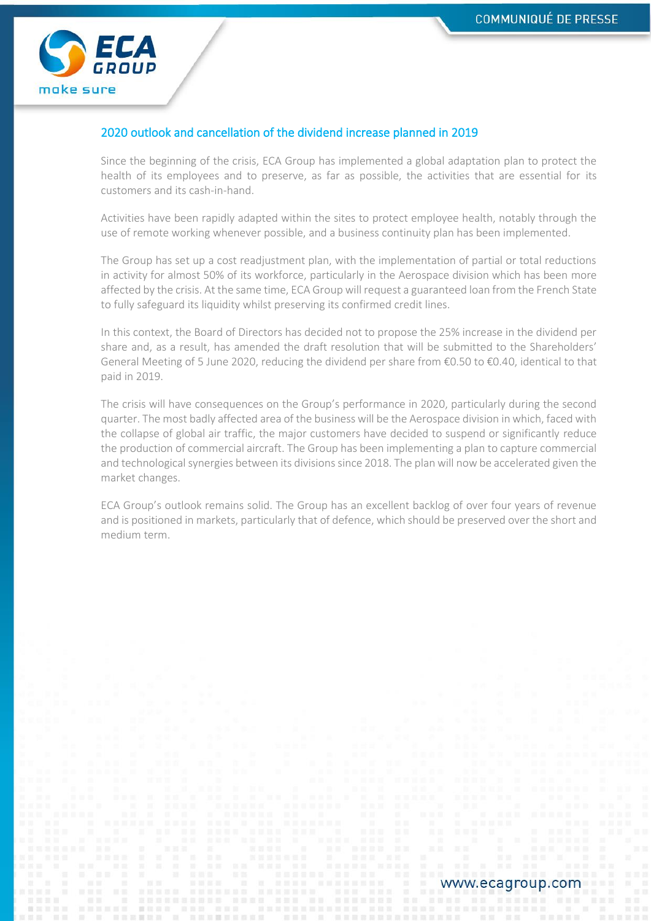## 2020 outlook and cancellation of the dividend increase planned in 2019

Since the beginning of the crisis, ECA Group has implemented a global adaptation plan to protect the health of its employees and to preserve, as far as possible, the activities that are essential for its customers and its cash-in-hand.

Activities have been rapidly adapted within the sites to protect employee health, notably through the use of remote working whenever possible, and a business continuity plan has been implemented.

The Group has set up a cost readjustment plan, with the implementation of partial or total reductions in activity for almost 50% of its workforce, particularly in the Aerospace division which has been more affected by the crisis. At the same time, ECA Group will request a guaranteed loan from the French State to fully safeguard its liquidity whilst preserving its confirmed credit lines.

In this context, the Board of Directors has decided not to propose the 25% increase in the dividend per share and, as a result, has amended the draft resolution that will be submitted to the Shareholders' General Meeting of 5 June 2020, reducing the dividend per share from €0.50 to €0.40, identical to that paid in 2019.

The crisis will have consequences on the Group's performance in 2020, particularly during the second quarter. The most badly affected area of the business will be the Aerospace division in which, faced with the collapse of global air traffic, the major customers have decided to suspend or significantly reduce the production of commercial aircraft. The Group has been implementing a plan to capture commercial and technological synergies between its divisions since 2018. The plan will now be accelerated given the market changes.

ECA Group's outlook remains solid. The Group has an excellent backlog of over four years of revenue and is positioned in markets, particularly that of defence, which should be preserved over the short and medium term.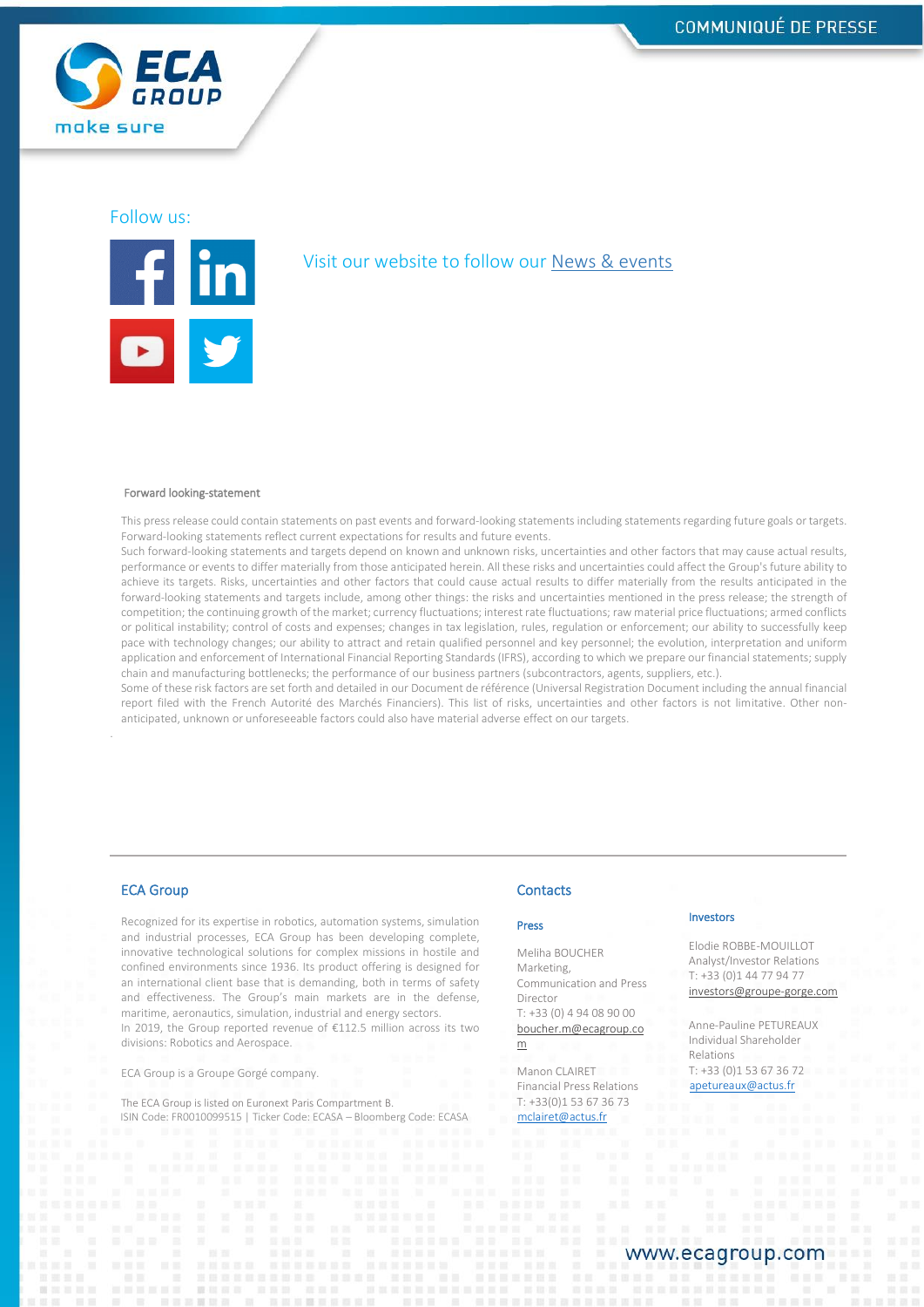Follow us:

Visit our website to follow our News & events

Forward looking-statement

This press release could contain statements on past events and forward-looking statements including statements regarding future goals or targets. Forward-looking statements reflect current expectations for results and future events.
Such forward-looking statements and targets depend on known and unknown risks, uncertainties and other factors that may cause actual results, performance or events to differ materially from those anticipated herein. All these risks and uncertainties could affect the Group's future ability to achieve its targets. Risks, uncertainties and other factors that could cause actual results to differ materially from the results anticipated in the forward-looking statements and targets include, among other things: the risks and uncertainties mentioned in the press release; the strength of competition; the continuing growth of the market; currency fluctuations; interest rate fluctuations; raw material price fluctuations; armed conflicts or political instability; control of costs and expenses; changes in tax legislation, rules, regulation or enforcement; our ability to successfully keep pace with technology changes; our ability to attract and retain qualified personnel and key personnel; the evolution, interpretation and uniform application and enforcement of International Financial Reporting Standards (IFRS), according to which we prepare our financial statements; supply chain and manufacturing bottlenecks; the performance of our business partners (subcontractors, agents, suppliers, etc.).
Some of these risk factors are set forth and detailed in our Document de référence (Universal Registration Document including the annual financial report filed with the French Autorité des Marchés Financiers). This list of risks, uncertainties and other factors is not limitative. Other non-anticipated, unknown or unforeseeable factors could also have material adverse effect on our targets.

## ECA Group

Recognized for its expertise in robotics, automation systems, simulation and industrial processes, ECA Group has been developing complete, innovative technological solutions for complex missions in hostile and confined environments since 1936. Its product offering is designed for an international client base that is demanding, both in terms of safety and effectiveness. The Group's main markets are in the defense, maritime, aeronautics, simulation, industrial and energy sectors.
In 2019, the Group reported revenue of €112.5 million across its two divisions: Robotics and Aerospace.

ECA Group is a Groupe Gorgé company.

The ECA Group is listed on Euronext Paris Compartment B.
ISIN Code: FR0010099515 | Ticker Code: ECASA – Bloomberg Code: ECASA

## Contacts

### Press

Meliha BOUCHER
Marketing, Communication and Press Director
T: +33 (0) 4 94 08 90 00
boucher.m@ecagroup.com

Manon CLAIRET
Financial Press Relations
T: +33(0)1 53 67 36 73
mclairet@actus.fr

### Investors

Elodie ROBBE-MOUILLOT
Analyst/Investor Relations
T: +33 (0)1 44 77 94 77
investors@groupe-gorge.com

Anne-Pauline PETUREAUX
Individual Shareholder Relations
T: +33 (0)1 53 67 36 72
apetureaux@actus.fr

www.ecagroup.com